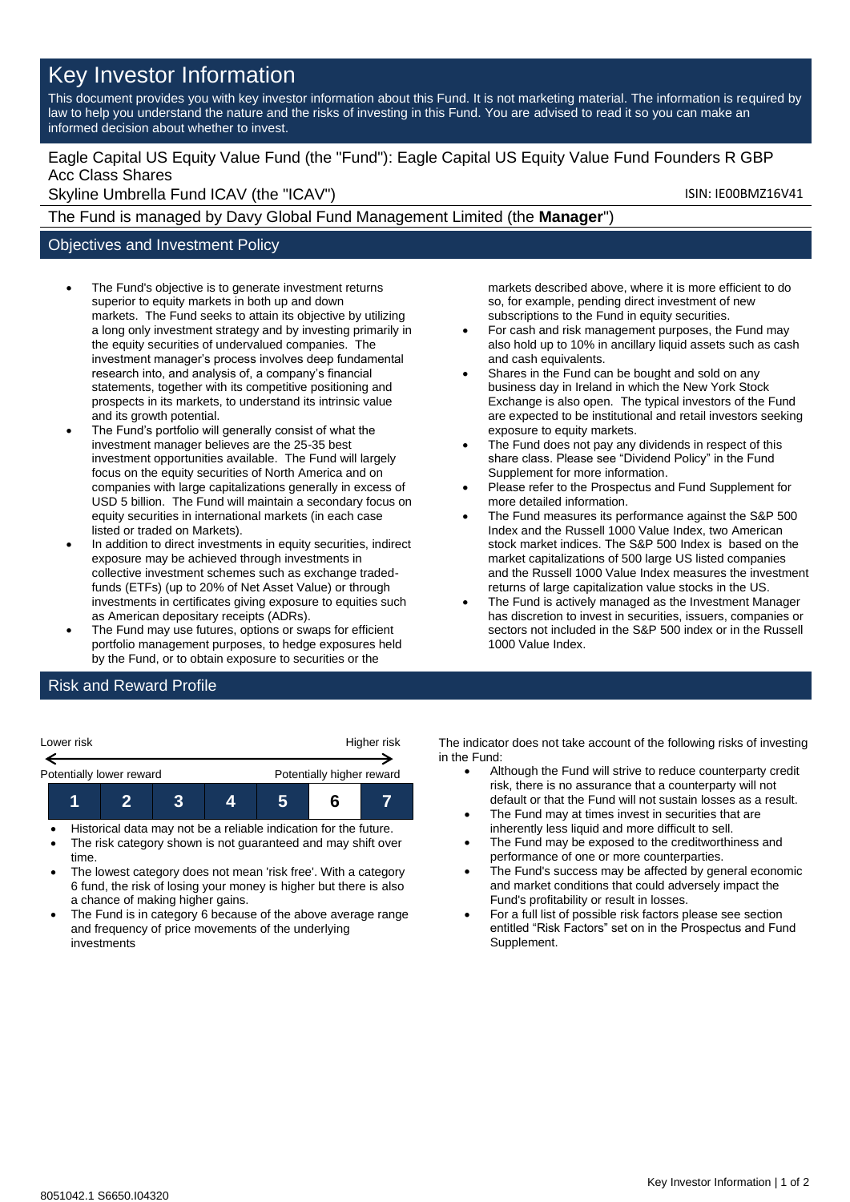# Key Investor Information

This document provides you with key investor information about this Fund. It is not marketing material. The information is required by law to help you understand the nature and the risks of investing in this Fund. You are advised to read it so you can make an informed decision about whether to invest.

Eagle Capital US Equity Value Fund (the "Fund"): Eagle Capital US Equity Value Fund Founders R GBP Acc Class Shares

Skyline Umbrella Fund ICAV (the "ICAV")

ISIN: IE00BMZ16V41

The Fund is managed by Davy Global Fund Management Limited (the **Manager**")

## Objectives and Investment Policy

- The Fund's objective is to generate investment returns superior to equity markets in both up and down markets. The Fund seeks to attain its objective by utilizing a long only investment strategy and by investing primarily in the equity securities of undervalued companies. The investment manager's process involves deep fundamental research into, and analysis of, a company's financial statements, together with its competitive positioning and prospects in its markets, to understand its intrinsic value and its growth potential.
- The Fund's portfolio will generally consist of what the investment manager believes are the 25-35 best investment opportunities available. The Fund will largely focus on the equity securities of North America and on companies with large capitalizations generally in excess of USD 5 billion. The Fund will maintain a secondary focus on equity securities in international markets (in each case listed or traded on Markets).
- In addition to direct investments in equity securities, indirect exposure may be achieved through investments in collective investment schemes such as exchange traded-funds (ETFs) (up to 20% of Net Asset Value) or through investments in certificates giving exposure to equities such as American depositary receipts (ADRs).
- The Fund may use futures, options or swaps for efficient portfolio management purposes, to hedge exposures held by the Fund, or to obtain exposure to securities or the markets described above, where it is more efficient to do so, for example, pending direct investment of new subscriptions to the Fund in equity securities.
- For cash and risk management purposes, the Fund may also hold up to 10% in ancillary liquid assets such as cash and cash equivalents.
- Shares in the Fund can be bought and sold on any business day in Ireland in which the New York Stock Exchange is also open. The typical investors of the Fund are expected to be institutional and retail investors seeking exposure to equity markets.
- The Fund does not pay any dividends in respect of this share class. Please see "Dividend Policy" in the Fund Supplement for more information.
- Please refer to the Prospectus and Fund Supplement for more detailed information.
- The Fund measures its performance against the S&P 500 Index and the Russell 1000 Value Index, two American stock market indices. The S&P 500 Index is based on the market capitalizations of 500 large US listed companies and the Russell 1000 Value Index measures the investment returns of large capitalization value stocks in the US.
- The Fund is actively managed as the Investment Manager has discretion to invest in securities, issuers, companies or sectors not included in the S&P 500 index or in the Russell 1000 Value Index.

## Risk and Reward Profile

| Lower risk | | | | | | Higher risk |
|---|---|---|---|---|---|---|
| Potentially lower reward | | | | | | Potentially higher reward |
| 1 | 2 | 3 | 4 | 5 | **6** | 7 |

- Historical data may not be a reliable indication for the future.
- The risk category shown is not guaranteed and may shift over time.
- The lowest category does not mean 'risk free'. With a category 6 fund, the risk of losing your money is higher but there is also a chance of making higher gains.
- The Fund is in category 6 because of the above average range and frequency of price movements of the underlying investments

The indicator does not take account of the following risks of investing in the Fund:

- Although the Fund will strive to reduce counterparty credit risk, there is no assurance that a counterparty will not default or that the Fund will not sustain losses as a result.
- The Fund may at times invest in securities that are inherently less liquid and more difficult to sell.
- The Fund may be exposed to the creditworthiness and performance of one or more counterparties.
- The Fund's success may be affected by general economic and market conditions that could adversely impact the Fund's profitability or result in losses.
- For a full list of possible risk factors please see section entitled "Risk Factors" set on in the Prospectus and Fund Supplement.

8051042.1 S6650.I04320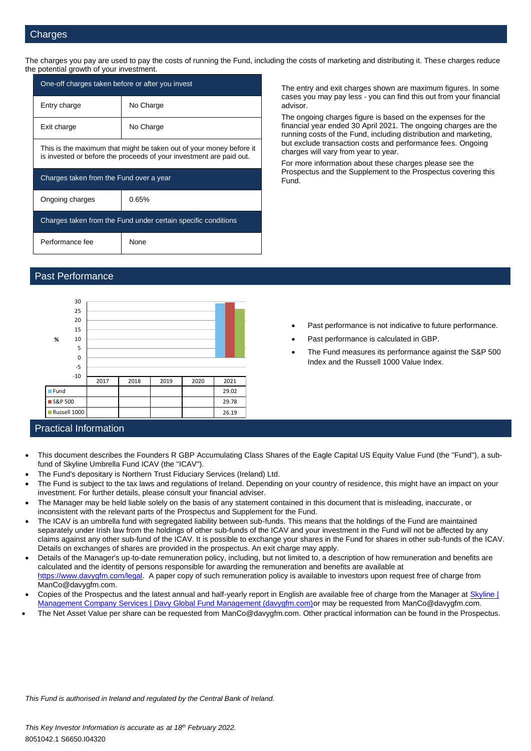## Charges

The charges you pay are used to pay the costs of running the Fund, including the costs of marketing and distributing it. These charges reduce the potential growth of your investment.

| One-off charges taken before or after you invest | |
|---|---|
| Entry charge | No Charge |
| Exit charge | No Charge |
| This is the maximum that might be taken out of your money before it is invested or before the proceeds of your investment are paid out. | |
| **Charges taken from the Fund over a year** | |
| Ongoing charges | 0.65% |
| **Charges taken from the Fund under certain specific conditions** | |
| Performance fee | None |

The entry and exit charges shown are maximum figures. In some cases you may pay less - you can find this out from your financial advisor.

The ongoing charges figure is based on the expenses for the financial year ended 30 April 2021. The ongoing charges are the running costs of the Fund, including distribution and marketing, but exclude transaction costs and performance fees. Ongoing charges will vary from year to year.

For more information about these charges please see the Prospectus and the Supplement to the Prospectus covering this Fund.

## Past Performance

%

30
25
20
15
10
5
0
-5
-10

2017 2018 2019 2020 2021

Fund 29.02

S&P 500 29.78

Russell 1000 26.19

- Past performance is not indicative to future performance.
- Past performance is calculated in GBP.
- The Fund measures its performance against the S&P 500 Index and the Russell 1000 Value Index.

## Practical Information

- This document describes the Founders R GBP Accumulating Class Shares of the Eagle Capital US Equity Value Fund (the "Fund"), a sub-fund of Skyline Umbrella Fund ICAV (the "ICAV").
- The Fund's depositary is Northern Trust Fiduciary Services (Ireland) Ltd.
- The Fund is subject to the tax laws and regulations of Ireland. Depending on your country of residence, this might have an impact on your investment. For further details, please consult your financial adviser.
- The Manager may be held liable solely on the basis of any statement contained in this document that is misleading, inaccurate, or inconsistent with the relevant parts of the Prospectus and Supplement for the Fund.
- The ICAV is an umbrella fund with segregated liability between sub-funds. This means that the holdings of the Fund are maintained separately under Irish law from the holdings of other sub-funds of the ICAV and your investment in the Fund will not be affected by any claims against any other sub-fund of the ICAV. It is possible to exchange your shares in the Fund for shares in other sub-funds of the ICAV. Details on exchanges of shares are provided in the prospectus. An exit charge may apply.
- Details of the Manager's up-to-date remuneration policy, including, but not limited to, a description of how remuneration and benefits are calculated and the identity of persons responsible for awarding the remuneration and benefits are available at https://www.davygfm.com/legal. A paper copy of such remuneration policy is available to investors upon request free of charge from ManCo@davygfm.com.
- Copies of the Prospectus and the latest annual and half-yearly report in English are available free of charge from the Manager at Skyline | Management Company Services | Davy Global Fund Management (davygfm.com) or may be requested from ManCo@davygfm.com.
- The Net Asset Value per share can be requested from ManCo@davygfm.com. Other practical information can be found in the Prospectus.

*This Fund is authorised in Ireland and regulated by the Central Bank of Ireland.*

*This Key Investor Information is accurate as at 18th February 2022.*

8051042.1 S6650.I04320